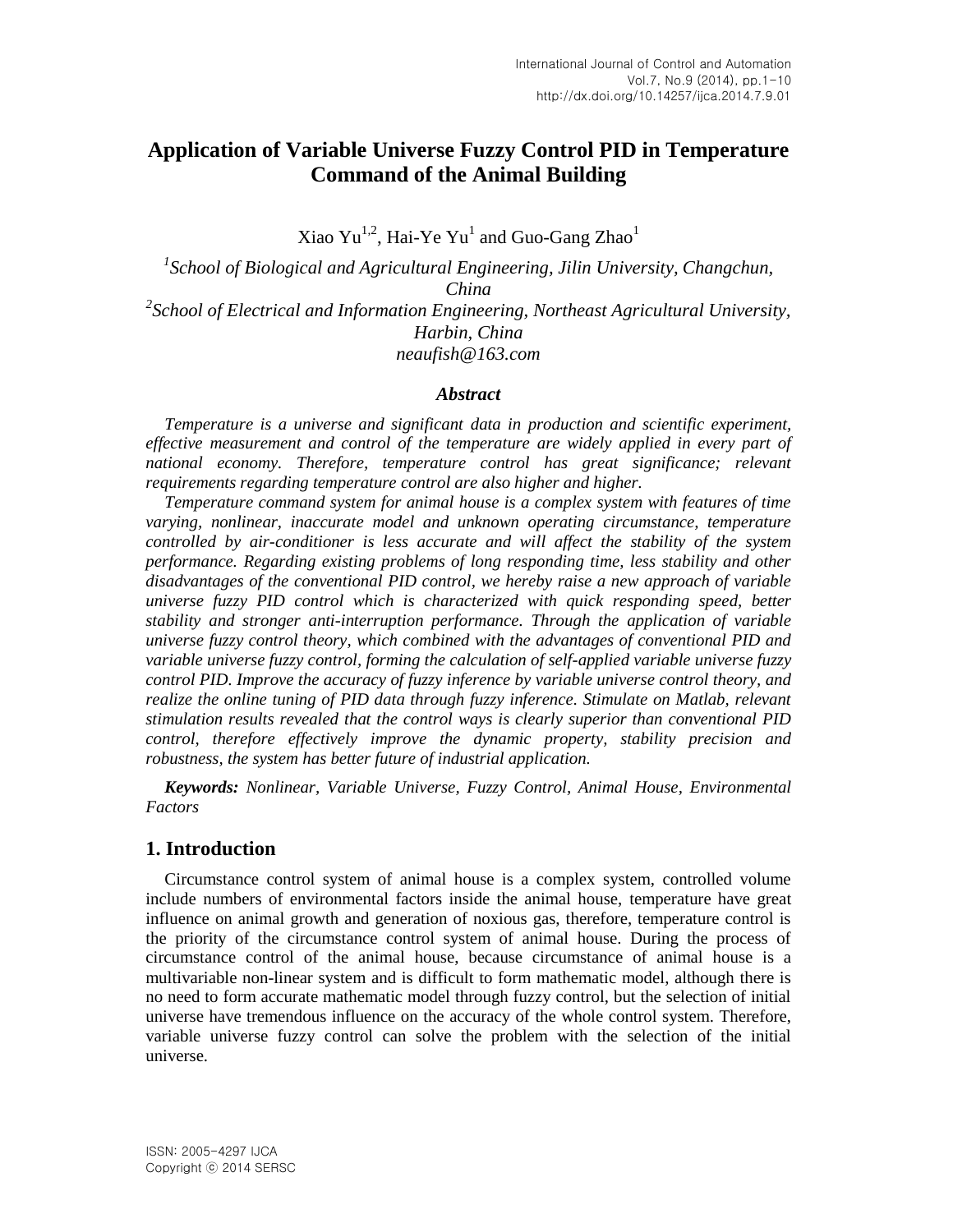# Application of Variable Universe Fuzzy Control PID in Temperature Command of the Animal Building

Xiao Yu[1,2], Hai-Ye Yu[1] and Guo-Gang Zhao[1]

*[1]School of Biological and Agricultural Engineering, Jilin University, Changchun, China*
*[2]School of Electrical and Information Engineering, Northeast Agricultural University, Harbin, China*
*neaufish@163.com*

### *Abstract*

*Temperature is a universe and significant data in production and scientific experiment, effective measurement and control of the temperature are widely applied in every part of national economy. Therefore, temperature control has great significance; relevant requirements regarding temperature control are also higher and higher.*

*Temperature command system for animal house is a complex system with features of time varying, nonlinear, inaccurate model and unknown operating circumstance, temperature controlled by air-conditioner is less accurate and will affect the stability of the system performance. Regarding existing problems of long responding time, less stability and other disadvantages of the conventional PID control, we hereby raise a new approach of variable universe fuzzy PID control which is characterized with quick responding speed, better stability and stronger anti-interruption performance. Through the application of variable universe fuzzy control theory, which combined with the advantages of conventional PID and variable universe fuzzy control, forming the calculation of self-applied variable universe fuzzy control PID. Improve the accuracy of fuzzy inference by variable universe control theory, and realize the online tuning of PID data through fuzzy inference. Stimulate on Matlab, relevant stimulation results revealed that the control ways is clearly superior than conventional PID control, therefore effectively improve the dynamic property, stability precision and robustness, the system has better future of industrial application.*

***Keywords:** Nonlinear, Variable Universe, Fuzzy Control, Animal House, Environmental Factors*

## 1. Introduction

Circumstance control system of animal house is a complex system, controlled volume include numbers of environmental factors inside the animal house, temperature have great influence on animal growth and generation of noxious gas, therefore, temperature control is the priority of the circumstance control system of animal house. During the process of circumstance control of the animal house, because circumstance of animal house is a multivariable non-linear system and is difficult to form mathematic model, although there is no need to form accurate mathematic model through fuzzy control, but the selection of initial universe have tremendous influence on the accuracy of the whole control system. Therefore, variable universe fuzzy control can solve the problem with the selection of the initial universe.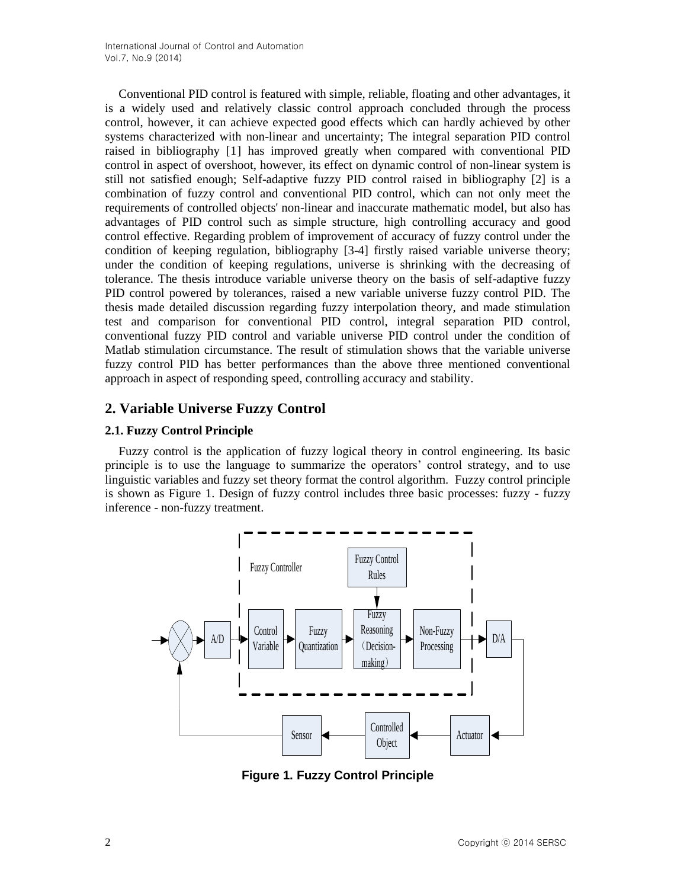Conventional PID control is featured with simple, reliable, floating and other advantages, it is a widely used and relatively classic control approach concluded through the process control, however, it can achieve expected good effects which can hardly achieved by other systems characterized with non-linear and uncertainty; The integral separation PID control raised in bibliography [1] has improved greatly when compared with conventional PID control in aspect of overshoot, however, its effect on dynamic control of non-linear system is still not satisfied enough; Self-adaptive fuzzy PID control raised in bibliography [2] is a combination of fuzzy control and conventional PID control, which can not only meet the requirements of controlled objects' non-linear and inaccurate mathematic model, but also has advantages of PID control such as simple structure, high controlling accuracy and good control effective. Regarding problem of improvement of accuracy of fuzzy control under the condition of keeping regulation, bibliography [3-4] firstly raised variable universe theory; under the condition of keeping regulations, universe is shrinking with the decreasing of tolerance. The thesis introduce variable universe theory on the basis of self-adaptive fuzzy PID control powered by tolerances, raised a new variable universe fuzzy control PID. The thesis made detailed discussion regarding fuzzy interpolation theory, and made stimulation test and comparison for conventional PID control, integral separation PID control, conventional fuzzy PID control and variable universe PID control under the condition of Matlab stimulation circumstance. The result of stimulation shows that the variable universe fuzzy control PID has better performances than the above three mentioned conventional approach in aspect of responding speed, controlling accuracy and stability.

## 2. Variable Universe Fuzzy Control

### 2.1. Fuzzy Control Principle

Fuzzy control is the application of fuzzy logical theory in control engineering. Its basic principle is to use the language to summarize the operators' control strategy, and to use linguistic variables and fuzzy set theory format the control algorithm. Fuzzy control principle is shown as Figure 1. Design of fuzzy control includes three basic processes: fuzzy - fuzzy inference - non-fuzzy treatment.

Fuzzy Controller

Fuzzy Control Rules

A/D → Control Variable → Fuzzy Quantization → Fuzzy Reasoning (Decision-making) → Non-Fuzzy Processing → D/A

Actuator → Controlled Object → Sensor

**Figure 1. Fuzzy Control Principle**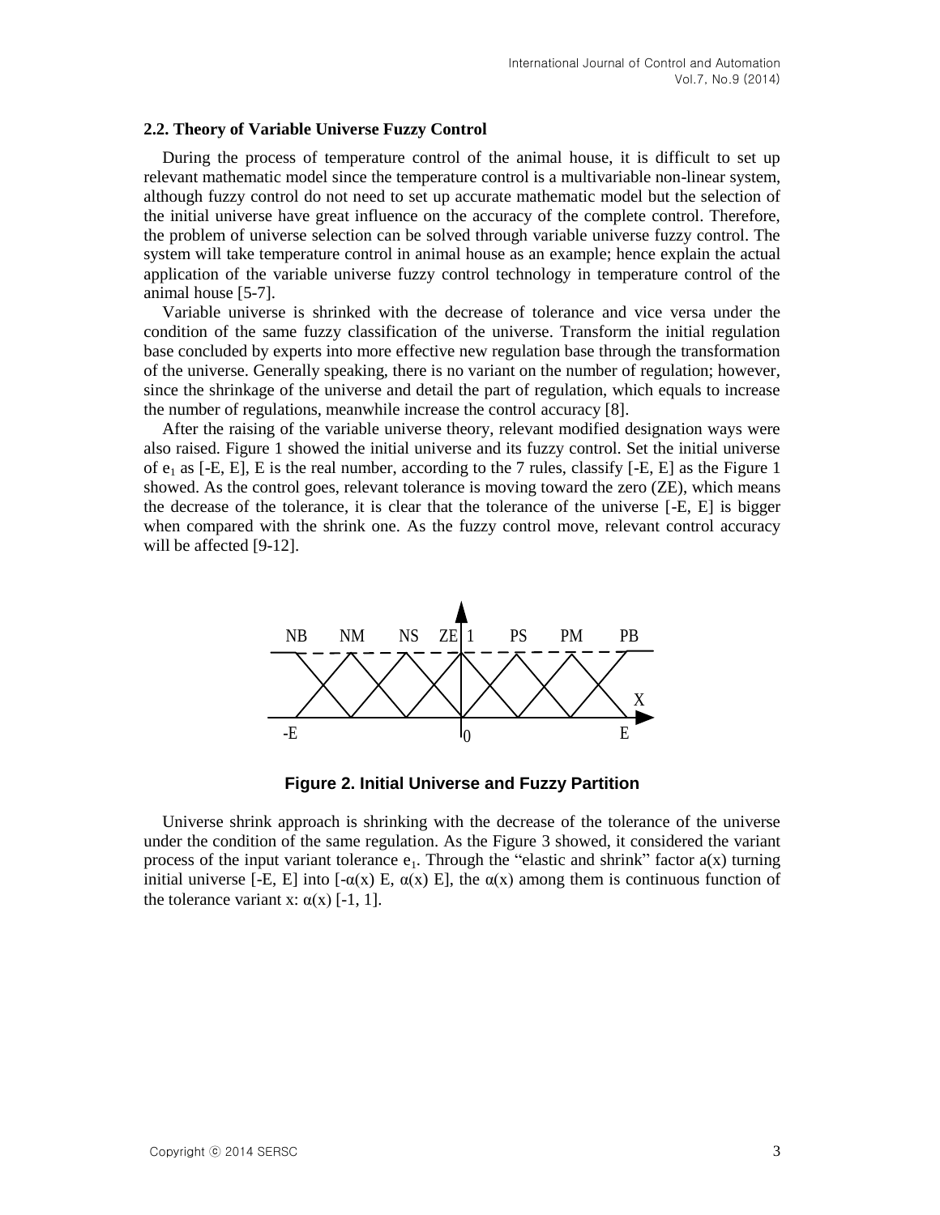### 2.2. Theory of Variable Universe Fuzzy Control

During the process of temperature control of the animal house, it is difficult to set up relevant mathematic model since the temperature control is a multivariable non-linear system, although fuzzy control do not need to set up accurate mathematic model but the selection of the initial universe have great influence on the accuracy of the complete control. Therefore, the problem of universe selection can be solved through variable universe fuzzy control. The system will take temperature control in animal house as an example; hence explain the actual application of the variable universe fuzzy control technology in temperature control of the animal house [5-7].

Variable universe is shrinked with the decrease of tolerance and vice versa under the condition of the same fuzzy classification of the universe. Transform the initial regulation base concluded by experts into more effective new regulation base through the transformation of the universe. Generally speaking, there is no variant on the number of regulation; however, since the shrinkage of the universe and detail the part of regulation, which equals to increase the number of regulations, meanwhile increase the control accuracy [8].

After the raising of the variable universe theory, relevant modified designation ways were also raised. Figure 1 showed the initial universe and its fuzzy control. Set the initial universe of $e_1$ as [-E, E], E is the real number, according to the 7 rules, classify [-E, E] as the Figure 1 showed. As the control goes, relevant tolerance is moving toward the zero (ZE), which means the decrease of the tolerance, it is clear that the tolerance of the universe [-E, E] is bigger when compared with the shrink one. As the fuzzy control move, relevant control accuracy will be affected [9-12].

**Figure 2. Initial Universe and Fuzzy Partition**

Universe shrink approach is shrinking with the decrease of the tolerance of the universe under the condition of the same regulation. As the Figure 3 showed, it considered the variant process of the input variant tolerance $e_1$. Through the “elastic and shrink” factor a(x) turning initial universe [-E, E] into [-α(x) E, α(x) E], the α(x) among them is continuous function of the tolerance variant x: α(x) [-1, 1].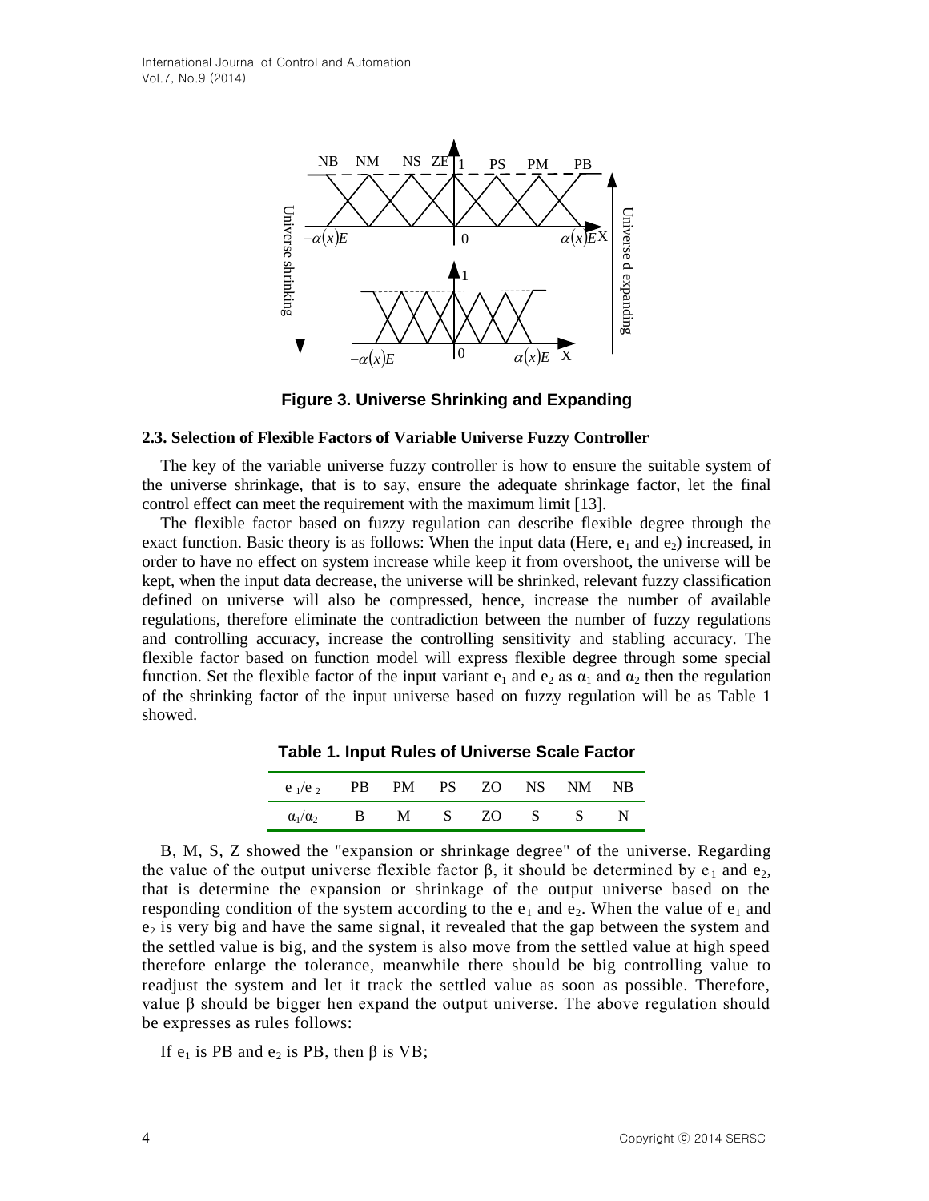**Figure 3. Universe Shrinking and Expanding**

### 2.3. Selection of Flexible Factors of Variable Universe Fuzzy Controller

The key of the variable universe fuzzy controller is how to ensure the suitable system of the universe shrinkage, that is to say, ensure the adequate shrinkage factor, let the final control effect can meet the requirement with the maximum limit [13].

The flexible factor based on fuzzy regulation can describe flexible degree through the exact function. Basic theory is as follows: When the input data (Here, $e_1$ and $e_2$) increased, in order to have no effect on system increase while keep it from overshoot, the universe will be kept, when the input data decrease, the universe will be shrinked, relevant fuzzy classification defined on universe will also be compressed, hence, increase the number of available regulations, therefore eliminate the contradiction between the number of fuzzy regulations and controlling accuracy, increase the controlling sensitivity and stabling accuracy. The flexible factor based on function model will express flexible degree through some special function. Set the flexible factor of the input variant $e_1$ and $e_2$ as $\alpha_1$ and $\alpha_2$ then the regulation of the shrinking factor of the input universe based on fuzzy regulation will be as Table 1 showed.

**Table 1. Input Rules of Universe Scale Factor**

| $e_1/e_2$ | PB | PM | PS | ZO | NS | NM | NB |
|---|---|---|---|---|---|---|---|
| $\alpha_1/\alpha_2$ | B | M | S | ZO | S | S | N |

B, M, S, Z showed the "expansion or shrinkage degree" of the universe. Regarding the value of the output universe flexible factor β, it should be determined by $e_1$ and $e_2$, that is determine the expansion or shrinkage of the output universe based on the responding condition of the system according to the $e_1$ and $e_2$. When the value of $e_1$ and $e_2$ is very big and have the same signal, it revealed that the gap between the system and the settled value is big, and the system is also move from the settled value at high speed therefore enlarge the tolerance, meanwhile there should be big controlling value to readjust the system and let it track the settled value as soon as possible. Therefore, value β should be bigger hen expand the output universe. The above regulation should be expresses as rules follows:

If $e_1$ is PB and $e_2$ is PB, then β is VB;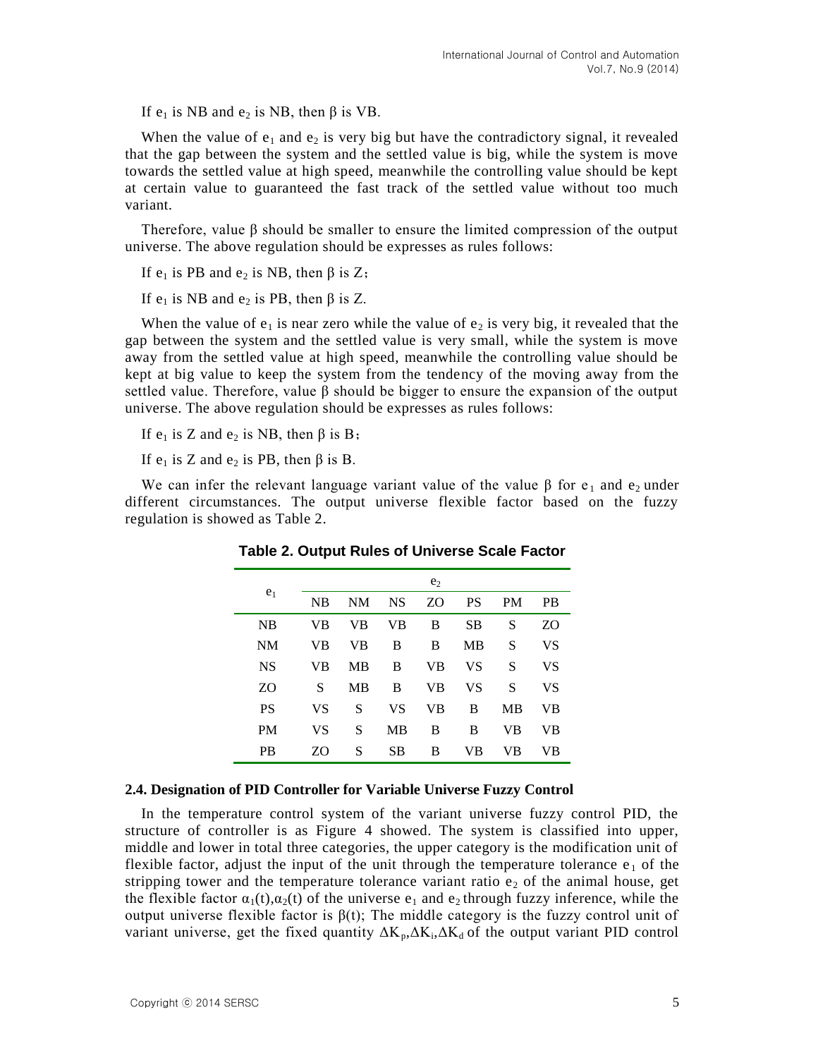If $e_1$ is NB and $e_2$ is NB, then β is VB.

When the value of $e_1$ and $e_2$ is very big but have the contradictory signal, it revealed that the gap between the system and the settled value is big, while the system is move towards the settled value at high speed, meanwhile the controlling value should be kept at certain value to guaranteed the fast track of the settled value without too much variant.

Therefore, value β should be smaller to ensure the limited compression of the output universe. The above regulation should be expresses as rules follows:

If $e_1$ is PB and $e_2$ is NB, then β is Z;

If $e_1$ is NB and $e_2$ is PB, then β is Z.

When the value of $e_1$ is near zero while the value of $e_2$ is very big, it revealed that the gap between the system and the settled value is very small, while the system is move away from the settled value at high speed, meanwhile the controlling value should be kept at big value to keep the system from the tendency of the moving away from the settled value. Therefore, value β should be bigger to ensure the expansion of the output universe. The above regulation should be expresses as rules follows:

If $e_1$ is Z and $e_2$ is NB, then β is B;

If $e_1$ is Z and $e_2$ is PB, then β is B.

We can infer the relevant language variant value of the value β for $e_1$ and $e_2$ under different circumstances. The output universe flexible factor based on the fuzzy regulation is showed as Table 2.

**Table 2. Output Rules of Universe Scale Factor**

| $e_1$ | $e_2$ | | | | | | |
|---|---|---|---|---|---|---|---|
| | NB | NM | NS | ZO | PS | PM | PB |
| NB | VB | VB | VB | B | SB | S | ZO |
| NM | VB | VB | B | B | MB | S | VS |
| NS | VB | MB | B | VB | VS | S | VS |
| ZO | S | MB | B | VB | VS | S | VS |
| PS | VS | S | VS | VB | B | MB | VB |
| PM | VS | S | MB | B | B | VB | VB |
| PB | ZO | S | SB | B | VB | VB | VB |

#### 2.4. Designation of PID Controller for Variable Universe Fuzzy Control

In the temperature control system of the variant universe fuzzy control PID, the structure of controller is as Figure 4 showed. The system is classified into upper, middle and lower in total three categories, the upper category is the modification unit of flexible factor, adjust the input of the unit through the temperature tolerance $e_1$ of the stripping tower and the temperature tolerance variant ratio $e_2$ of the animal house, get the flexible factor $\alpha_1(t),\alpha_2(t)$ of the universe $e_1$ and $e_2$ through fuzzy inference, while the output universe flexible factor is $\beta(t)$; The middle category is the fuzzy control unit of variant universe, get the fixed quantity $\Delta K_p,\Delta K_i,\Delta K_d$ of the output variant PID control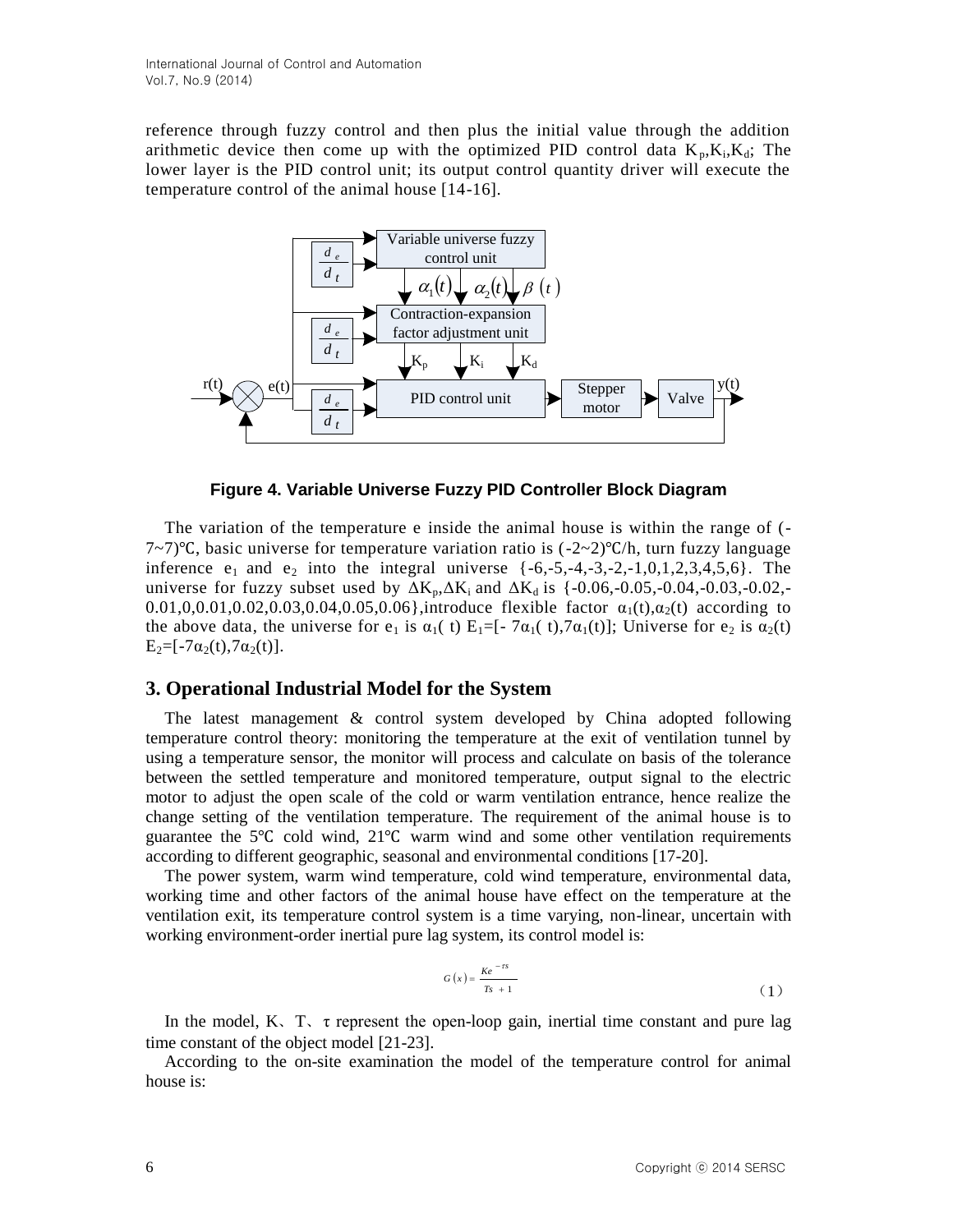reference through fuzzy control and then plus the initial value through the addition arithmetic device then come up with the optimized PID control data $K_p$,$K_i$,$K_d$; The lower layer is the PID control unit; its output control quantity driver will execute the temperature control of the animal house [14-16].

**Figure 4. Variable Universe Fuzzy PID Controller Block Diagram**

The variation of the temperature e inside the animal house is within the range of (-7~7)℃, basic universe for temperature variation ratio is (-2~2)℃/h, turn fuzzy language inference $e_1$ and $e_2$ into the integral universe {-6,-5,-4,-3,-2,-1,0,1,2,3,4,5,6}. The universe for fuzzy subset used by $\Delta K_p$,$\Delta K_i$ and $\Delta K_d$ is {-0.06,-0.05,-0.04,-0.03,-0.02,-0.01,0,0.01,0.02,0.03,0.04,0.05,0.06},introduce flexible factor $\alpha_1(t)$,$\alpha_2(t)$ according to the above data, the universe for $e_1$ is $\alpha_1(t)$ $E_1=[-7\alpha_1(t),7\alpha_1(t)]$; Universe for $e_2$ is $\alpha_2(t)$ $E_2=[-7\alpha_2(t),7\alpha_2(t)]$.

## 3. Operational Industrial Model for the System

The latest management & control system developed by China adopted following temperature control theory: monitoring the temperature at the exit of ventilation tunnel by using a temperature sensor, the monitor will process and calculate on basis of the tolerance between the settled temperature and monitored temperature, output signal to the electric motor to adjust the open scale of the cold or warm ventilation entrance, hence realize the change setting of the ventilation temperature. The requirement of the animal house is to guarantee the 5℃ cold wind, 21℃ warm wind and some other ventilation requirements according to different geographic, seasonal and environmental conditions [17-20].

The power system, warm wind temperature, cold wind temperature, environmental data, working time and other factors of the animal house have effect on the temperature at the ventilation exit, its temperature control system is a time varying, non-linear, uncertain with working environment-order inertial pure lag system, its control model is:

$$G(x) = \frac{Ke^{-\tau s}}{Ts + 1} \tag{1}$$

In the model, K、T、τ represent the open-loop gain, inertial time constant and pure lag time constant of the object model [21-23].

According to the on-site examination the model of the temperature control for animal house is: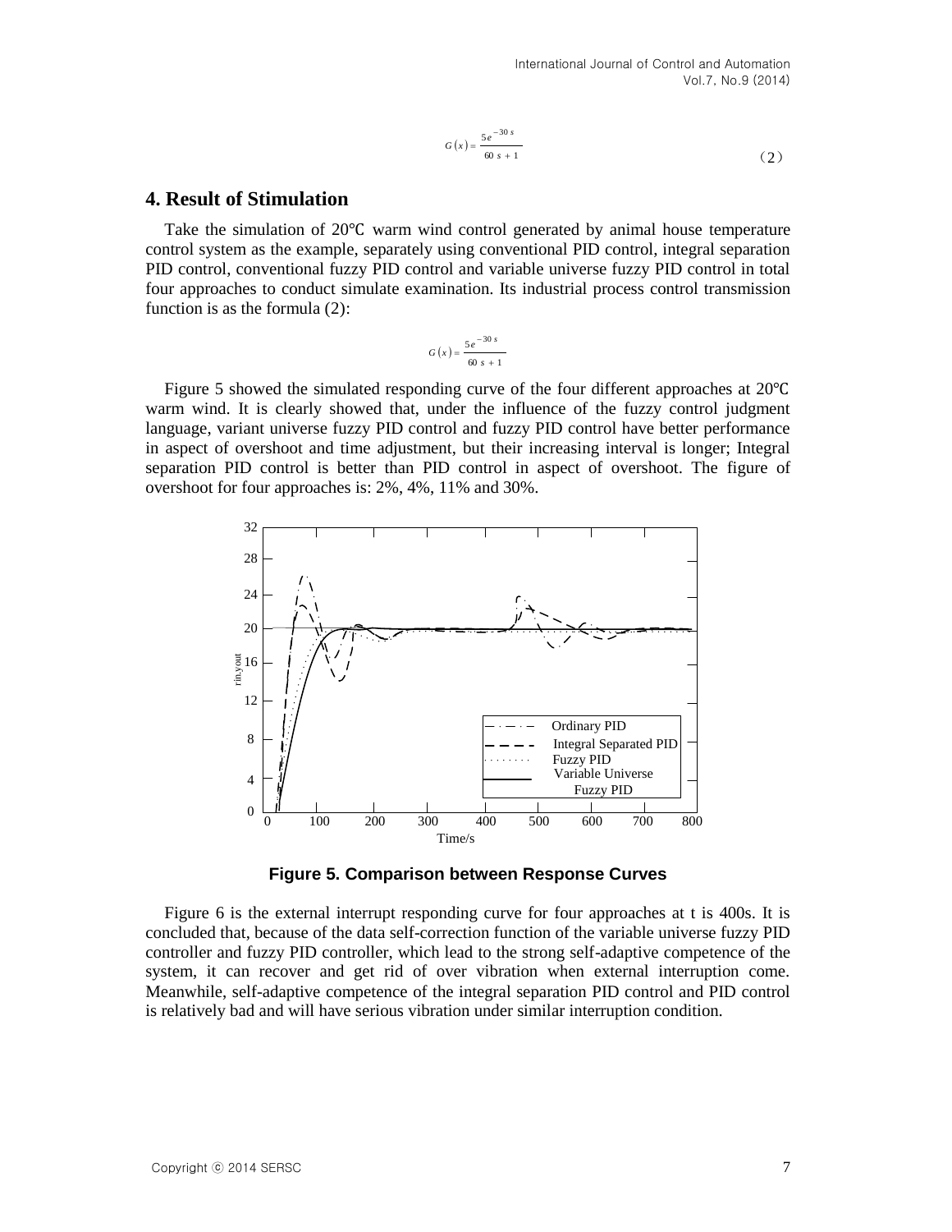$$G(x) = \frac{5e^{-30s}}{60s+1} \tag{2}$$

## 4. Result of Stimulation

Take the simulation of 20℃ warm wind control generated by animal house temperature control system as the example, separately using conventional PID control, integral separation PID control, conventional fuzzy PID control and variable universe fuzzy PID control in total four approaches to conduct simulate examination. Its industrial process control transmission function is as the formula (2):

$$G(x) = \frac{5e^{-30s}}{60s+1}$$

Figure 5 showed the simulated responding curve of the four different approaches at 20℃ warm wind. It is clearly showed that, under the influence of the fuzzy control judgment language, variant universe fuzzy PID control and fuzzy PID control have better performance in aspect of overshoot and time adjustment, but their increasing interval is longer; Integral separation PID control is better than PID control in aspect of overshoot. The figure of overshoot for four approaches is: 2%, 4%, 11% and 30%.

**Figure 5. Comparison between Response Curves**

Figure 6 is the external interrupt responding curve for four approaches at t is 400s. It is concluded that, because of the data self-correction function of the variable universe fuzzy PID controller and fuzzy PID controller, which lead to the strong self-adaptive competence of the system, it can recover and get rid of over vibration when external interruption come. Meanwhile, self-adaptive competence of the integral separation PID control and PID control is relatively bad and will have serious vibration under similar interruption condition.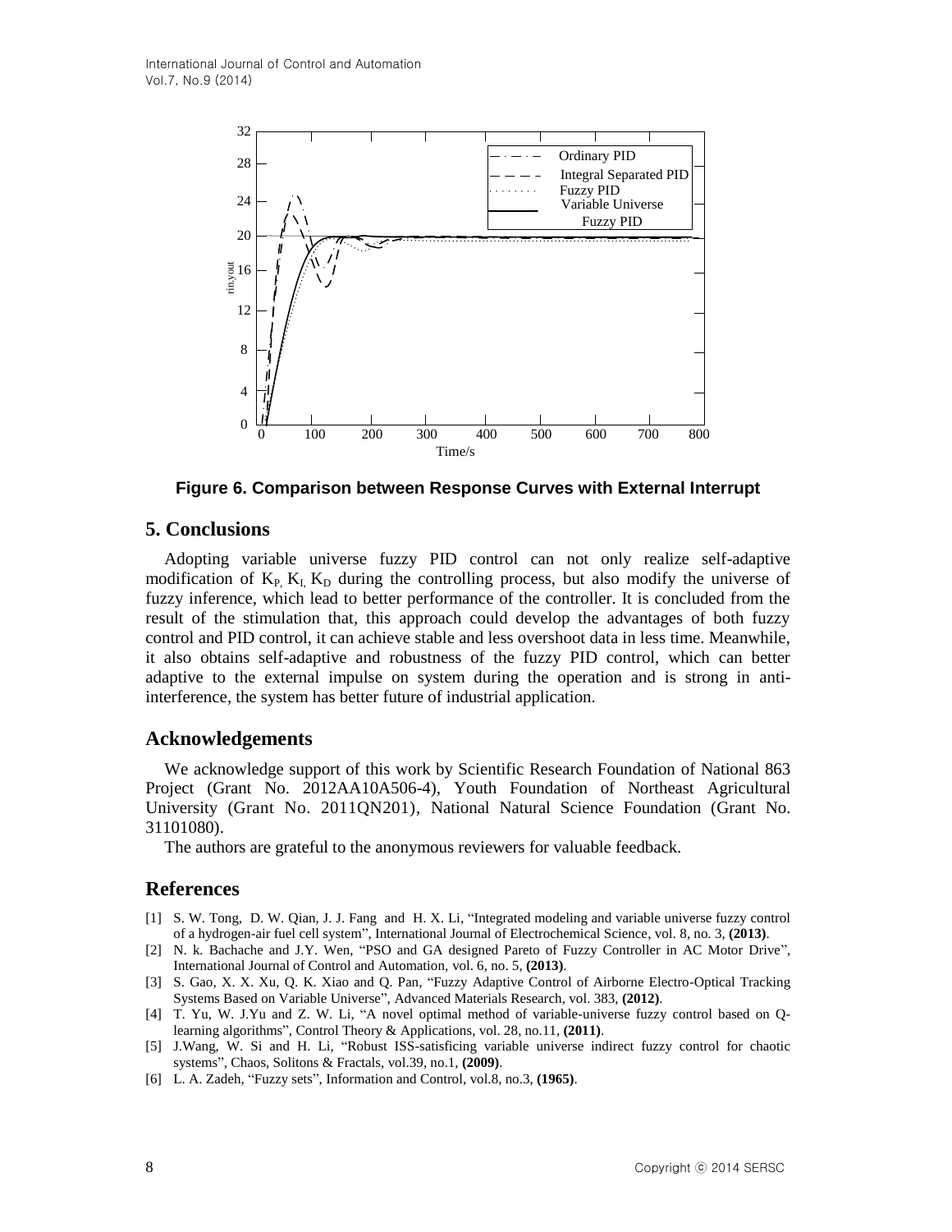**Figure 6. Comparison between Response Curves with External Interrupt**

## 5. Conclusions

Adopting variable universe fuzzy PID control can not only realize self-adaptive modification of $K_P$, $K_I$, $K_D$ during the controlling process, but also modify the universe of fuzzy inference, which lead to better performance of the controller. It is concluded from the result of the stimulation that, this approach could develop the advantages of both fuzzy control and PID control, it can achieve stable and less overshoot data in less time. Meanwhile, it also obtains self-adaptive and robustness of the fuzzy PID control, which can better adaptive to the external impulse on system during the operation and is strong in anti-interference, the system has better future of industrial application.

## Acknowledgements

We acknowledge support of this work by Scientific Research Foundation of National 863 Project (Grant No. 2012AA10A506-4), Youth Foundation of Northeast Agricultural University (Grant No. 2011QN201), National Natural Science Foundation (Grant No. 31101080).

The authors are grateful to the anonymous reviewers for valuable feedback.

## References

[1] S. W. Tong, D. W. Qian, J. J. Fang and H. X. Li, "Integrated modeling and variable universe fuzzy control of a hydrogen-air fuel cell system", International Journal of Electrochemical Science, vol. 8, no. 3, **(2013)**.

[2] N. k. Bachache and J.Y. Wen, "PSO and GA designed Pareto of Fuzzy Controller in AC Motor Drive", International Journal of Control and Automation, vol. 6, no. 5, **(2013)**.

[3] S. Gao, X. X. Xu, Q. K. Xiao and Q. Pan, "Fuzzy Adaptive Control of Airborne Electro-Optical Tracking Systems Based on Variable Universe", Advanced Materials Research, vol. 383, **(2012)**.

[4] T. Yu, W. J.Yu and Z. W. Li, "A novel optimal method of variable-universe fuzzy control based on Q-learning algorithms", Control Theory & Applications, vol. 28, no.11, **(2011)**.

[5] J.Wang, W. Si and H. Li, "Robust ISS-satisficing variable universe indirect fuzzy control for chaotic systems", Chaos, Solitons & Fractals, vol.39, no.1, **(2009)**.

[6] L. A. Zadeh, "Fuzzy sets", Information and Control, vol.8, no.3, **(1965)**.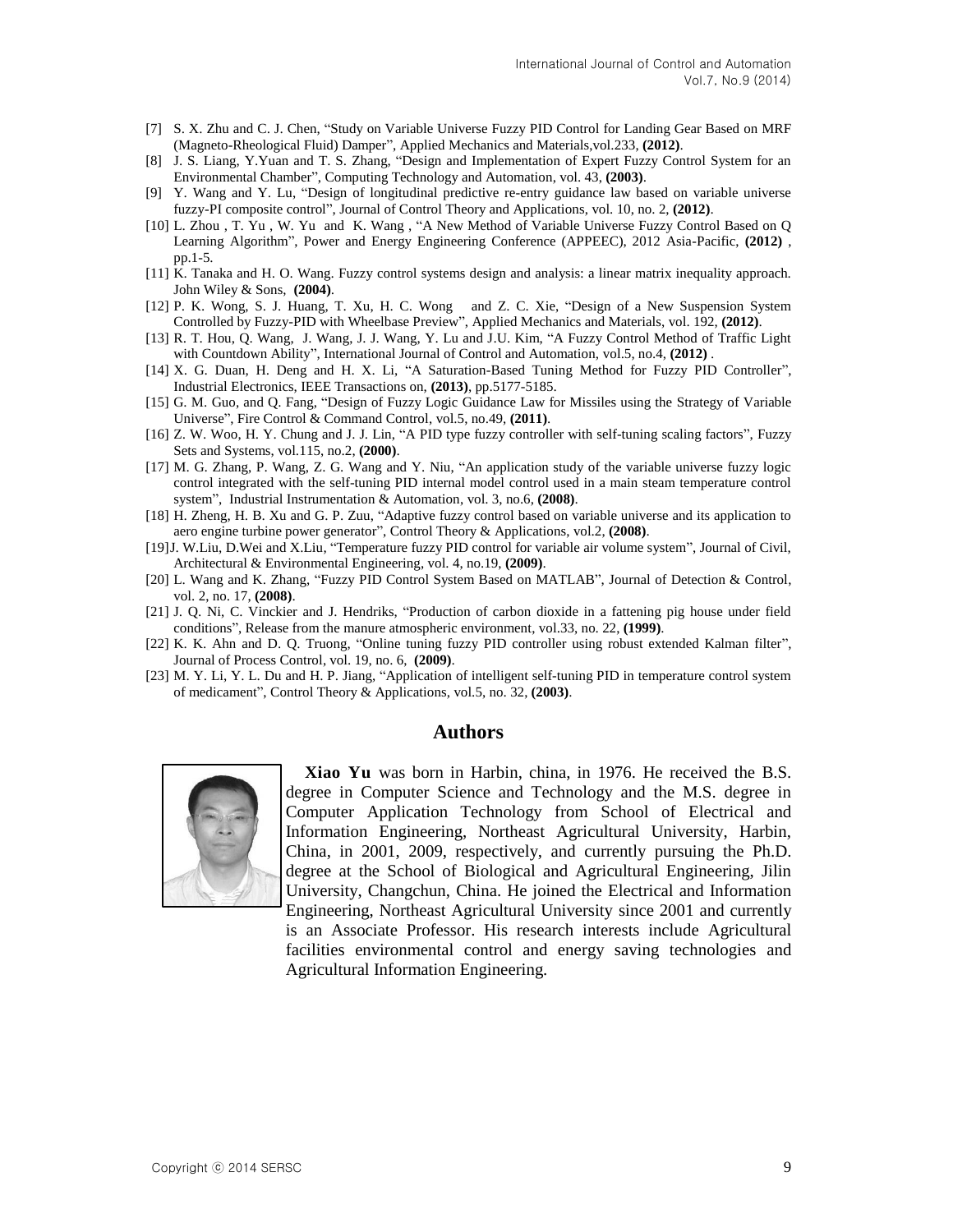[7] S. X. Zhu and C. J. Chen, "Study on Variable Universe Fuzzy PID Control for Landing Gear Based on MRF (Magneto-Rheological Fluid) Damper", Applied Mechanics and Materials,vol.233, **(2012)**.

[8] J. S. Liang, Y.Yuan and T. S. Zhang, "Design and Implementation of Expert Fuzzy Control System for an Environmental Chamber", Computing Technology and Automation, vol. 43, **(2003)**.

[9] Y. Wang and Y. Lu, "Design of longitudinal predictive re-entry guidance law based on variable universe fuzzy-PI composite control", Journal of Control Theory and Applications, vol. 10, no. 2, **(2012)**.

[10] L. Zhou , T. Yu , W. Yu and K. Wang , "A New Method of Variable Universe Fuzzy Control Based on Q Learning Algorithm", Power and Energy Engineering Conference (APPEEC), 2012 Asia-Pacific, **(2012)** , pp.1-5.

[11] K. Tanaka and H. O. Wang. Fuzzy control systems design and analysis: a linear matrix inequality approach. John Wiley & Sons, **(2004)**.

[12] P. K. Wong, S. J. Huang, T. Xu, H. C. Wong and Z. C. Xie, "Design of a New Suspension System Controlled by Fuzzy-PID with Wheelbase Preview", Applied Mechanics and Materials, vol. 192, **(2012)**.

[13] R. T. Hou, Q. Wang, J. Wang, J. J. Wang, Y. Lu and J.U. Kim, "A Fuzzy Control Method of Traffic Light with Countdown Ability", International Journal of Control and Automation, vol.5, no.4, **(2012)** .

[14] X. G. Duan, H. Deng and H. X. Li, "A Saturation-Based Tuning Method for Fuzzy PID Controller", Industrial Electronics, IEEE Transactions on, **(2013)**, pp.5177-5185.

[15] G. M. Guo, and Q. Fang, "Design of Fuzzy Logic Guidance Law for Missiles using the Strategy of Variable Universe", Fire Control & Command Control, vol.5, no.49, **(2011)**.

[16] Z. W. Woo, H. Y. Chung and J. J. Lin, "A PID type fuzzy controller with self-tuning scaling factors", Fuzzy Sets and Systems, vol.115, no.2, **(2000)**.

[17] M. G. Zhang, P. Wang, Z. G. Wang and Y. Niu, "An application study of the variable universe fuzzy logic control integrated with the self-tuning PID internal model control used in a main steam temperature control system", Industrial Instrumentation & Automation, vol. 3, no.6, **(2008)**.

[18] H. Zheng, H. B. Xu and G. P. Zuu, "Adaptive fuzzy control based on variable universe and its application to aero engine turbine power generator", Control Theory & Applications, vol.2, **(2008)**.

[19] J. W.Liu, D.Wei and X.Liu, "Temperature fuzzy PID control for variable air volume system", Journal of Civil, Architectural & Environmental Engineering, vol. 4, no.19, **(2009)**.

[20] L. Wang and K. Zhang, "Fuzzy PID Control System Based on MATLAB", Journal of Detection & Control, vol. 2, no. 17, **(2008)**.

[21] J. Q. Ni, C. Vinckier and J. Hendriks, "Production of carbon dioxide in a fattening pig house under field conditions", Release from the manure atmospheric environment, vol.33, no. 22, **(1999)**.

[22] K. K. Ahn and D. Q. Truong, "Online tuning fuzzy PID controller using robust extended Kalman filter", Journal of Process Control, vol. 19, no. 6, **(2009)**.

[23] M. Y. Li, Y. L. Du and H. P. Jiang, "Application of intelligent self-tuning PID in temperature control system of medicament", Control Theory & Applications, vol.5, no. 32, **(2003)**.

## Authors

**Xiao Yu** was born in Harbin, china, in 1976. He received the B.S. degree in Computer Science and Technology and the M.S. degree in Computer Application Technology from School of Electrical and Information Engineering, Northeast Agricultural University, Harbin, China, in 2001, 2009, respectively, and currently pursuing the Ph.D. degree at the School of Biological and Agricultural Engineering, Jilin University, Changchun, China. He joined the Electrical and Information Engineering, Northeast Agricultural University since 2001 and currently is an Associate Professor. His research interests include Agricultural facilities environmental control and energy saving technologies and Agricultural Information Engineering.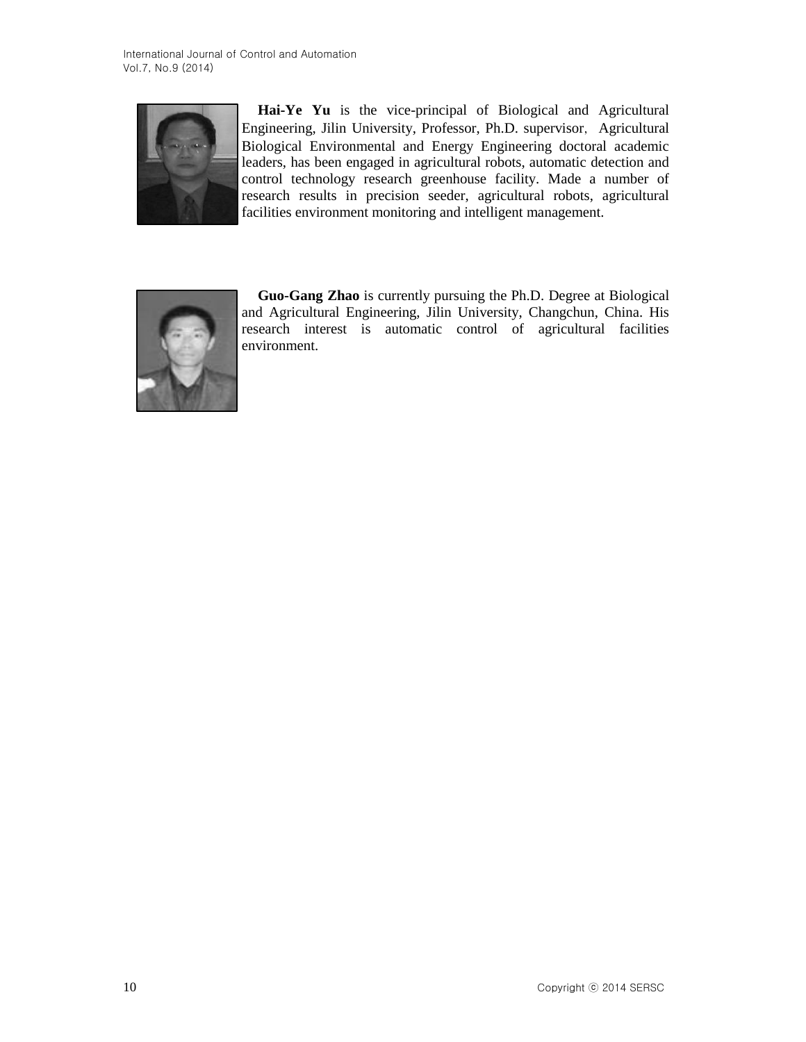**Hai-Ye Yu** is the vice-principal of Biological and Agricultural Engineering, Jilin University, Professor, Ph.D. supervisor, Agricultural Biological Environmental and Energy Engineering doctoral academic leaders, has been engaged in agricultural robots, automatic detection and control technology research greenhouse facility. Made a number of research results in precision seeder, agricultural robots, agricultural facilities environment monitoring and intelligent management.

**Guo-Gang Zhao** is currently pursuing the Ph.D. Degree at Biological and Agricultural Engineering, Jilin University, Changchun, China. His research interest is automatic control of agricultural facilities environment.